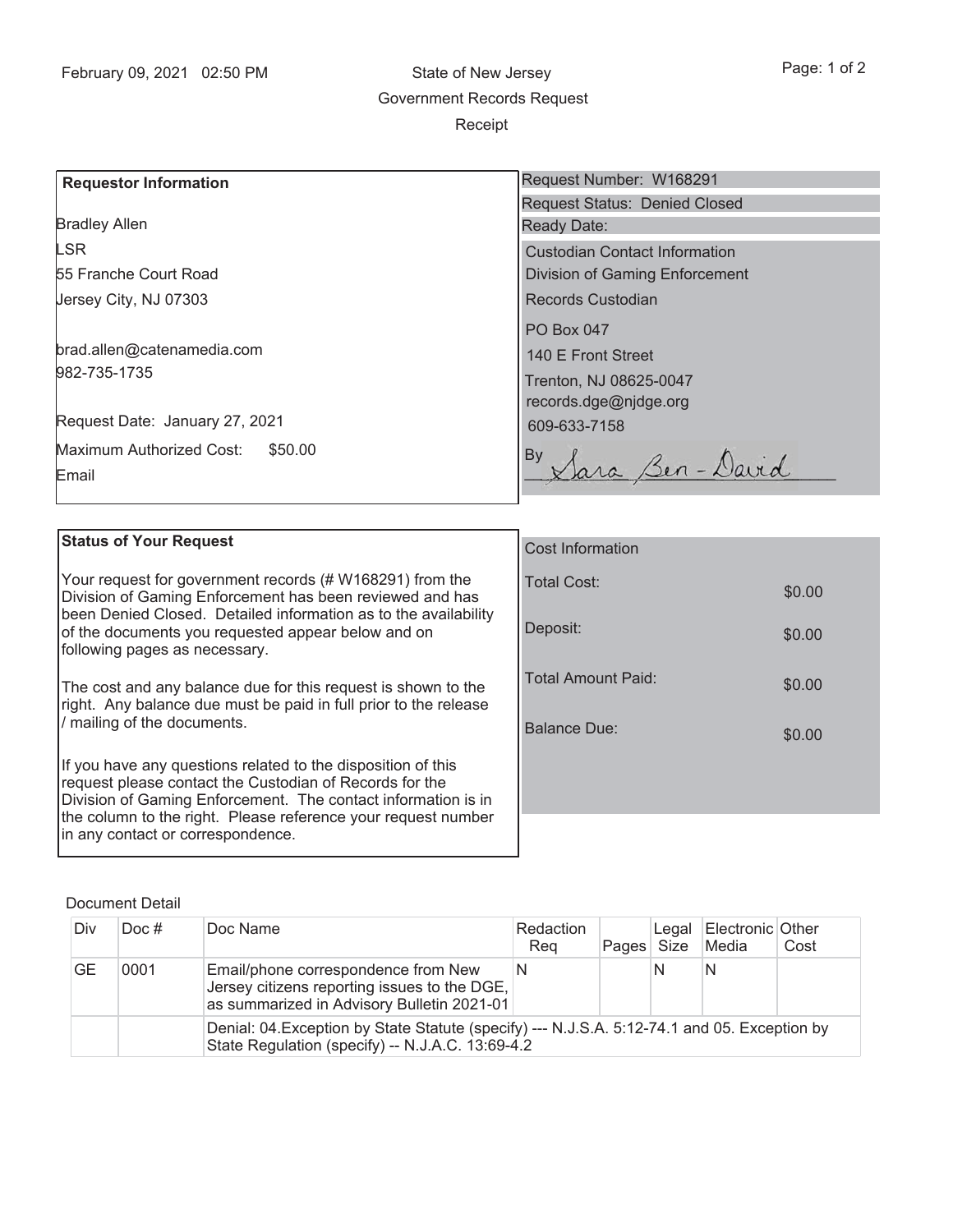February 09, 2021 02:50 PM

State of New Jersey
Government Records Request
Receipt

| **Requestor Information** | |
|---|---|
| Bradley Allen | Request Number: W168291 |
| LSR | Request Status: Denied Closed |
| 55 Franche Court Road | Ready Date: |
| Jersey City, NJ 07303 | Custodian Contact Information |
| | Division of Gaming Enforcement |
| brad.allen@catenamedia.com | Records Custodian |
| 982-735-1735 | PO Box 047 |
| | 140 E Front Street |
| Request Date: January 27, 2021 | Trenton, NJ 08625-0047 |
| Maximum Authorized Cost: $50.00 | records.dge@njdge.org |
| Email | 609-633-7158 |
| | By Sara Ben-David |

**Status of Your Request**

Your request for government records (# W168291) from the Division of Gaming Enforcement has been reviewed and has been Denied Closed. Detailed information as to the availability of the documents you requested appear below and on following pages as necessary.

The cost and any balance due for this request is shown to the right. Any balance due must be paid in full prior to the release / mailing of the documents.

If you have any questions related to the disposition of this request please contact the Custodian of Records for the Division of Gaming Enforcement. The contact information is in the column to the right. Please reference your request number in any contact or correspondence.

| Cost Information | |
|---|---|
| Total Cost: | $0.00 |
| Deposit: | $0.00 |
| Total Amount Paid: | $0.00 |
| Balance Due: | $0.00 |

Document Detail

| Div | Doc # | Doc Name | Redaction Req | Pages | Legal Size | Electronic Media | Other Cost |
|---|---|---|---|---|---|---|---|
| GE | 0001 | Email/phone correspondence from New Jersey citizens reporting issues to the DGE, as summarized in Advisory Bulletin 2021-01 | N | | N | N | |
| | | Denial: 04.Exception by State Statute (specify) --- N.J.S.A. 5:12-74.1 and 05. Exception by State Regulation (specify) -- N.J.A.C. 13:69-4.2 | | | | | |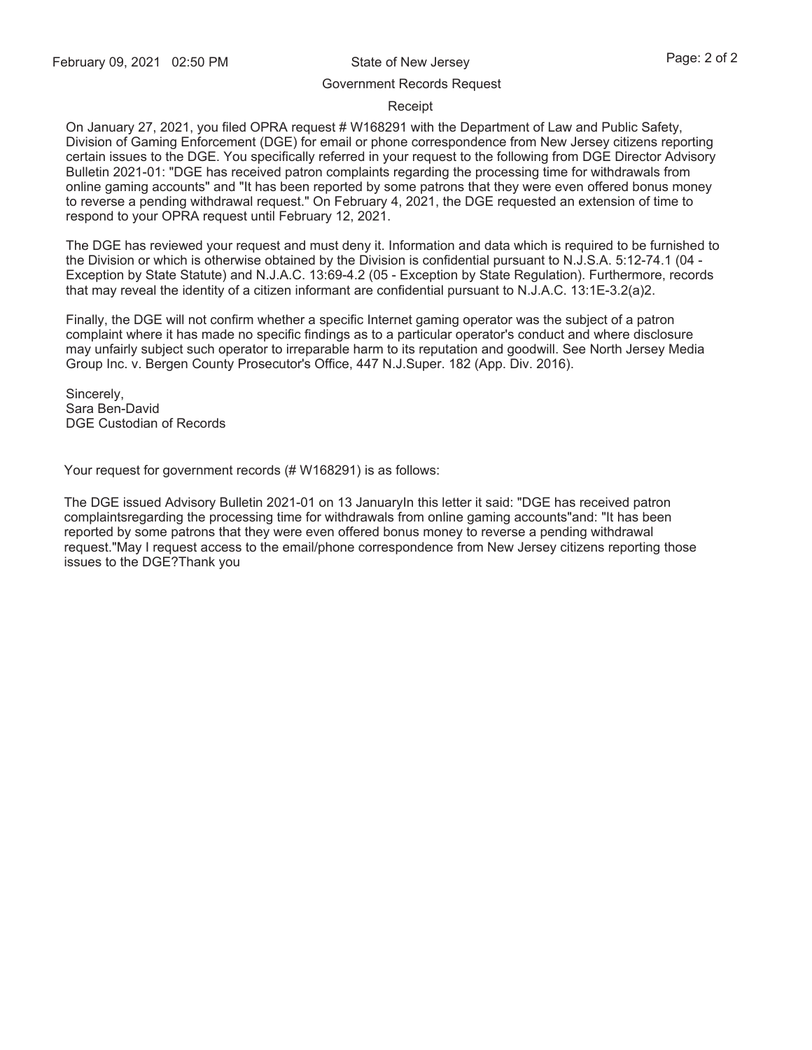State of New Jersey

Government Records Request

Receipt

On January 27, 2021, you filed OPRA request # W168291 with the Department of Law and Public Safety, Division of Gaming Enforcement (DGE) for email or phone correspondence from New Jersey citizens reporting certain issues to the DGE. You specifically referred in your request to the following from DGE Director Advisory Bulletin 2021-01: "DGE has received patron complaints regarding the processing time for withdrawals from online gaming accounts" and "It has been reported by some patrons that they were even offered bonus money to reverse a pending withdrawal request." On February 4, 2021, the DGE requested an extension of time to respond to your OPRA request until February 12, 2021.

The DGE has reviewed your request and must deny it. Information and data which is required to be furnished to the Division or which is otherwise obtained by the Division is confidential pursuant to N.J.S.A. 5:12-74.1 (04 - Exception by State Statute) and N.J.A.C. 13:69-4.2 (05 - Exception by State Regulation). Furthermore, records that may reveal the identity of a citizen informant are confidential pursuant to N.J.A.C. 13:1E-3.2(a)2.

Finally, the DGE will not confirm whether a specific Internet gaming operator was the subject of a patron complaint where it has made no specific findings as to a particular operator's conduct and where disclosure may unfairly subject such operator to irreparable harm to its reputation and goodwill. See North Jersey Media Group Inc. v. Bergen County Prosecutor's Office, 447 N.J.Super. 182 (App. Div. 2016).

Sincerely,
Sara Ben-David
DGE Custodian of Records

Your request for government records (# W168291) is as follows:

The DGE issued Advisory Bulletin 2021-01 on 13 JanuaryIn this letter it said: "DGE has received patron complaintsregarding the processing time for withdrawals from online gaming accounts"and: "It has been reported by some patrons that they were even offered bonus money to reverse a pending withdrawal request."May I request access to the email/phone correspondence from New Jersey citizens reporting those issues to the DGE?Thank you